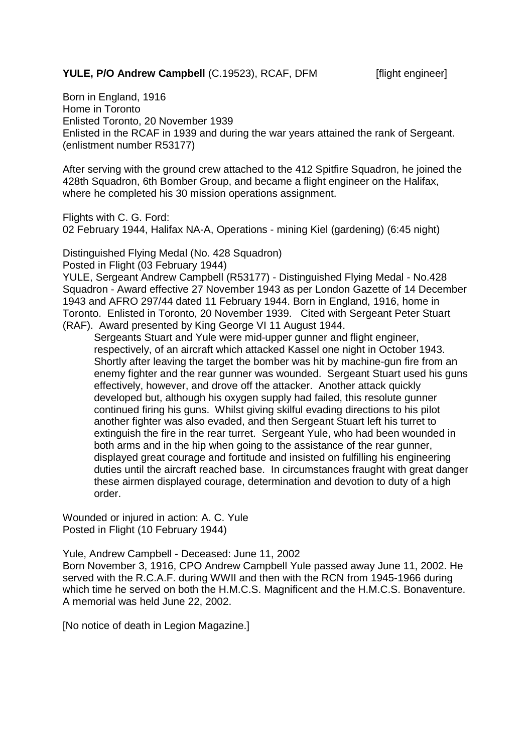**YULE, P/O Andrew Campbell** (C.19523), RCAF, DFM [flight engineer]

Born in England, 1916
Home in Toronto
Enlisted Toronto, 20 November 1939
Enlisted in the RCAF in 1939 and during the war years attained the rank of Sergeant. (enlistment number R53177)

After serving with the ground crew attached to the 412 Spitfire Squadron, he joined the 428th Squadron, 6th Bomber Group, and became a flight engineer on the Halifax, where he completed his 30 mission operations assignment.

Flights with C. G. Ford:
02 February 1944, Halifax NA-A, Operations - mining Kiel (gardening) (6:45 night)

Distinguished Flying Medal (No. 428 Squadron)
Posted in Flight (03 February 1944)
YULE, Sergeant Andrew Campbell (R53177) - Distinguished Flying Medal - No.428 Squadron - Award effective 27 November 1943 as per London Gazette of 14 December 1943 and AFRO 297/44 dated 11 February 1944. Born in England, 1916, home in Toronto. Enlisted in Toronto, 20 November 1939. Cited with Sergeant Peter Stuart (RAF). Award presented by King George VI 11 August 1944.

> Sergeants Stuart and Yule were mid-upper gunner and flight engineer, respectively, of an aircraft which attacked Kassel one night in October 1943. Shortly after leaving the target the bomber was hit by machine-gun fire from an enemy fighter and the rear gunner was wounded. Sergeant Stuart used his guns effectively, however, and drove off the attacker. Another attack quickly developed but, although his oxygen supply had failed, this resolute gunner continued firing his guns. Whilst giving skilful evading directions to his pilot another fighter was also evaded, and then Sergeant Stuart left his turret to extinguish the fire in the rear turret. Sergeant Yule, who had been wounded in both arms and in the hip when going to the assistance of the rear gunner, displayed great courage and fortitude and insisted on fulfilling his engineering duties until the aircraft reached base. In circumstances fraught with great danger these airmen displayed courage, determination and devotion to duty of a high order.

Wounded or injured in action: A. C. Yule
Posted in Flight (10 February 1944)

Yule, Andrew Campbell - Deceased: June 11, 2002
Born November 3, 1916, CPO Andrew Campbell Yule passed away June 11, 2002. He served with the R.C.A.F. during WWII and then with the RCN from 1945-1966 during which time he served on both the H.M.C.S. Magnificent and the H.M.C.S. Bonaventure. A memorial was held June 22, 2002.

[No notice of death in Legion Magazine.]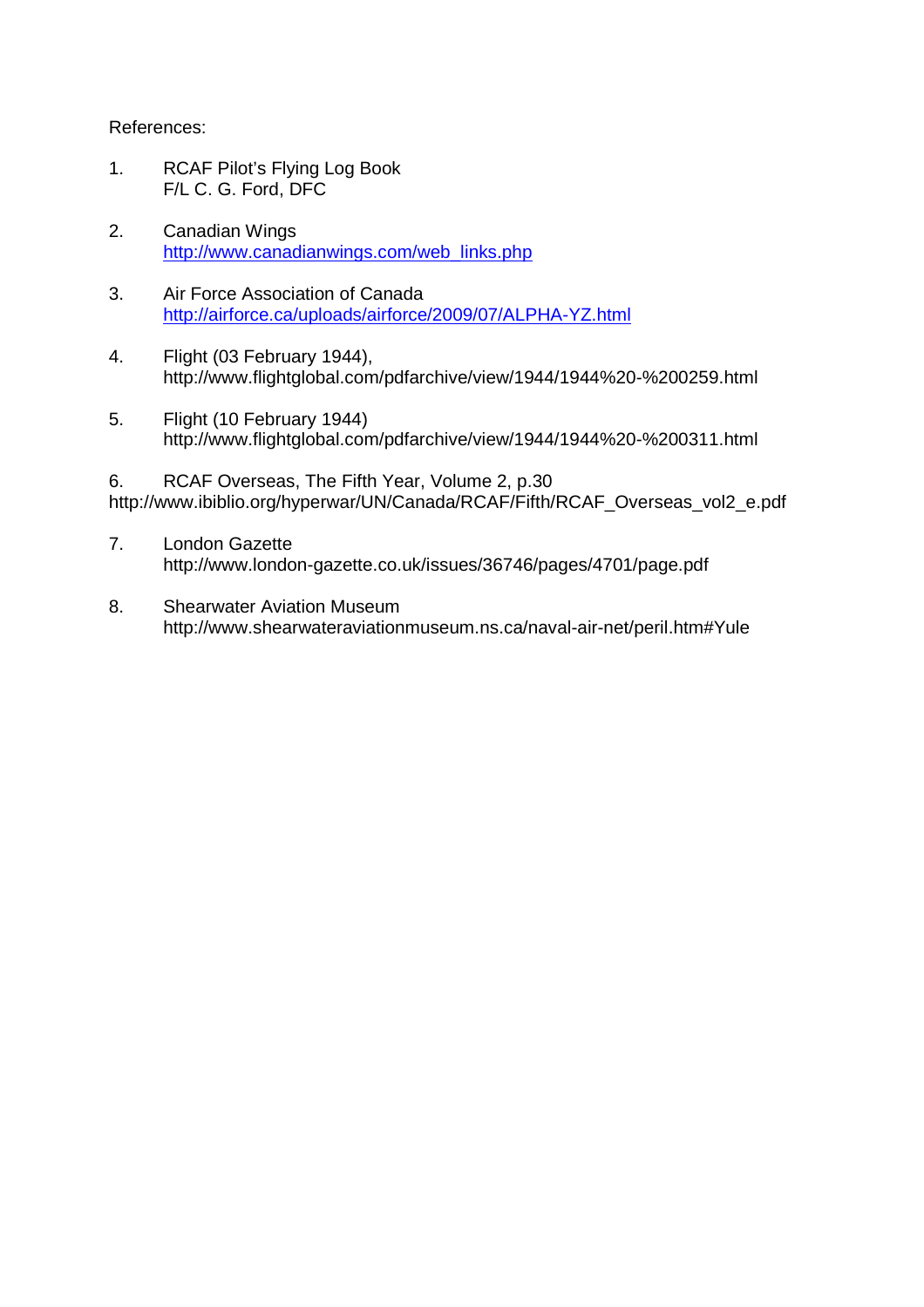References:

1. RCAF Pilot's Flying Log Book
   F/L C. G. Ford, DFC

2. Canadian Wings
   http://www.canadianwings.com/web_links.php

3. Air Force Association of Canada
   http://airforce.ca/uploads/airforce/2009/07/ALPHA-YZ.html

4. Flight (03 February 1944),
   http://www.flightglobal.com/pdfarchive/view/1944/1944%20-%200259.html

5. Flight (10 February 1944)
   http://www.flightglobal.com/pdfarchive/view/1944/1944%20-%200311.html

6. RCAF Overseas, The Fifth Year, Volume 2, p.30
   http://www.ibiblio.org/hyperwar/UN/Canada/RCAF/Fifth/RCAF_Overseas_vol2_e.pdf

7. London Gazette
   http://www.london-gazette.co.uk/issues/36746/pages/4701/page.pdf

8. Shearwater Aviation Museum
   http://www.shearwateraviationmuseum.ns.ca/naval-air-net/peril.htm#Yule